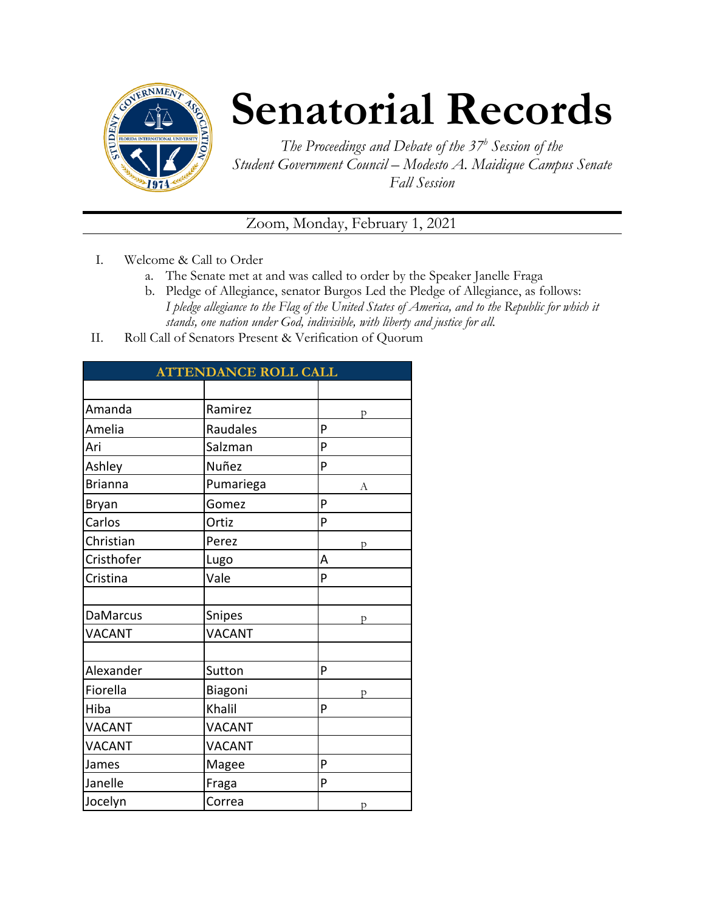# Senatorial Records

*The Proceedings and Debate of the 37[b] Session of the Student Government Council – Modesto A. Maidique Campus Senate Fall Session*

Zoom, Monday, February 1, 2021

I. Welcome & Call to Order
   a. The Senate met at and was called to order by the Speaker Janelle Fraga
   b. Pledge of Allegiance, senator Burgos Led the Pledge of Allegiance, as follows: *I pledge allegiance to the Flag of the United States of America, and to the Republic for which it stands, one nation under God, indivisible, with liberty and justice for all.*

II. Roll Call of Senators Present & Verification of Quorum

| ATTENDANCE ROLL CALL | | |
|---|---|---|
| | | |
| Amanda | Ramirez | p |
| Amelia | Raudales | P |
| Ari | Salzman | P |
| Ashley | Nuñez | P |
| Brianna | Pumariega | A |
| Bryan | Gomez | P |
| Carlos | Ortiz | P |
| Christian | Perez | p |
| Cristhofer | Lugo | A |
| Cristina | Vale | P |
| | | |
| DaMarcus | Snipes | p |
| VACANT | VACANT | |
| | | |
| Alexander | Sutton | P |
| Fiorella | Biagoni | p |
| Hiba | Khalil | P |
| VACANT | VACANT | |
| VACANT | VACANT | |
| James | Magee | P |
| Janelle | Fraga | P |
| Jocelyn | Correa | p |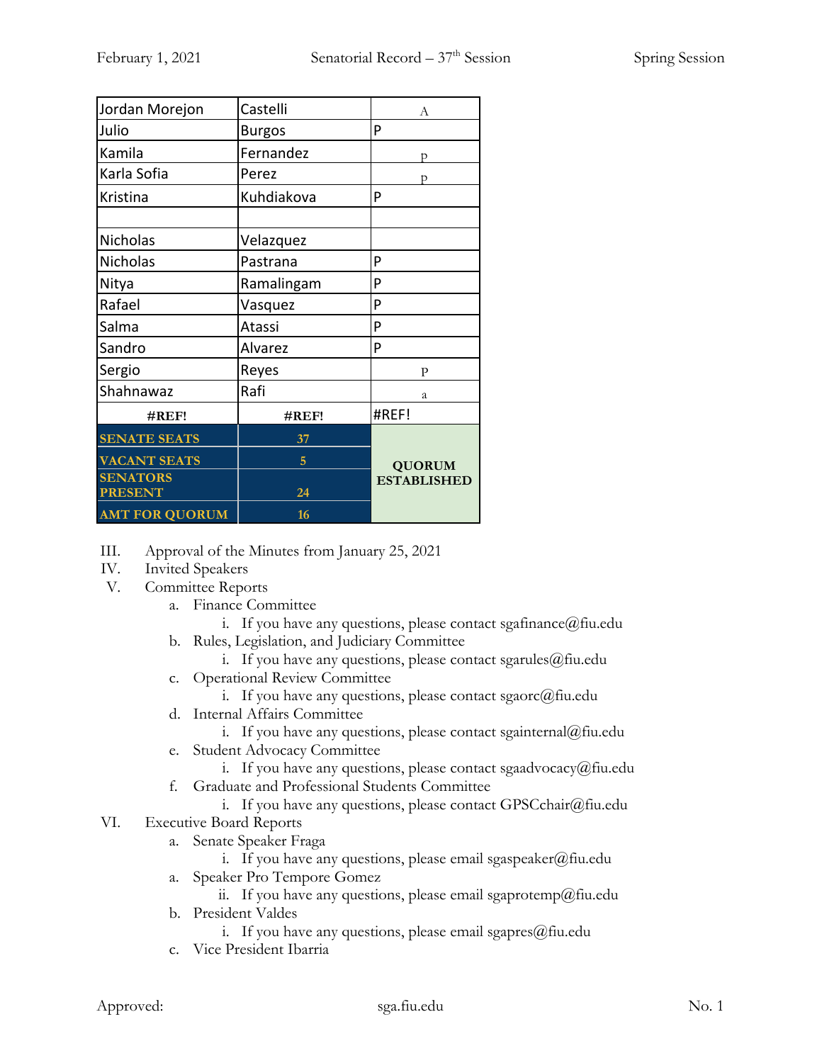| Jordan Morejon | Castelli | A |
|---|---|---|
| Julio | Burgos | P |
| Kamila | Fernandez | p |
| Karla Sofia | Perez | p |
| Kristina | Kuhdiakova | P |
| | | |
| Nicholas | Velazquez | |
| Nicholas | Pastrana | P |
| Nitya | Ramalingam | P |
| Rafael | Vasquez | P |
| Salma | Atassi | P |
| Sandro | Alvarez | P |
| Sergio | Reyes | P |
| Shahnawaz | Rafi | a |
| #REF! | #REF! | #REF! |
| **SENATE SEATS** | **37** | **QUORUM ESTABLISHED** |
| **VACANT SEATS** | **5** | |
| **SENATORS PRESENT** | **24** | |
| **AMT FOR QUORUM** | **16** | |

III. Approval of the Minutes from January 25, 2021

IV. Invited Speakers

V. Committee Reports

- a. Finance Committee
  - i. If you have any questions, please contact sgafinance@fiu.edu
- b. Rules, Legislation, and Judiciary Committee
  - i. If you have any questions, please contact sgarules@fiu.edu
- c. Operational Review Committee
  - i. If you have any questions, please contact sgaorc@fiu.edu
- d. Internal Affairs Committee
  - i. If you have any questions, please contact sgainternal@fiu.edu
- e. Student Advocacy Committee
  - i. If you have any questions, please contact sgaadvocacy@fiu.edu
- f. Graduate and Professional Students Committee
  - i. If you have any questions, please contact GPSCchair@fiu.edu

VI. Executive Board Reports

- a. Senate Speaker Fraga
  - i. If you have any questions, please email sgaspeaker@fiu.edu
- a. Speaker Pro Tempore Gomez
  - ii. If you have any questions, please email sgaprotemp@fiu.edu
- b. President Valdes
  - i. If you have any questions, please email sgapres@fiu.edu
- c. Vice President Ibarria

Approved: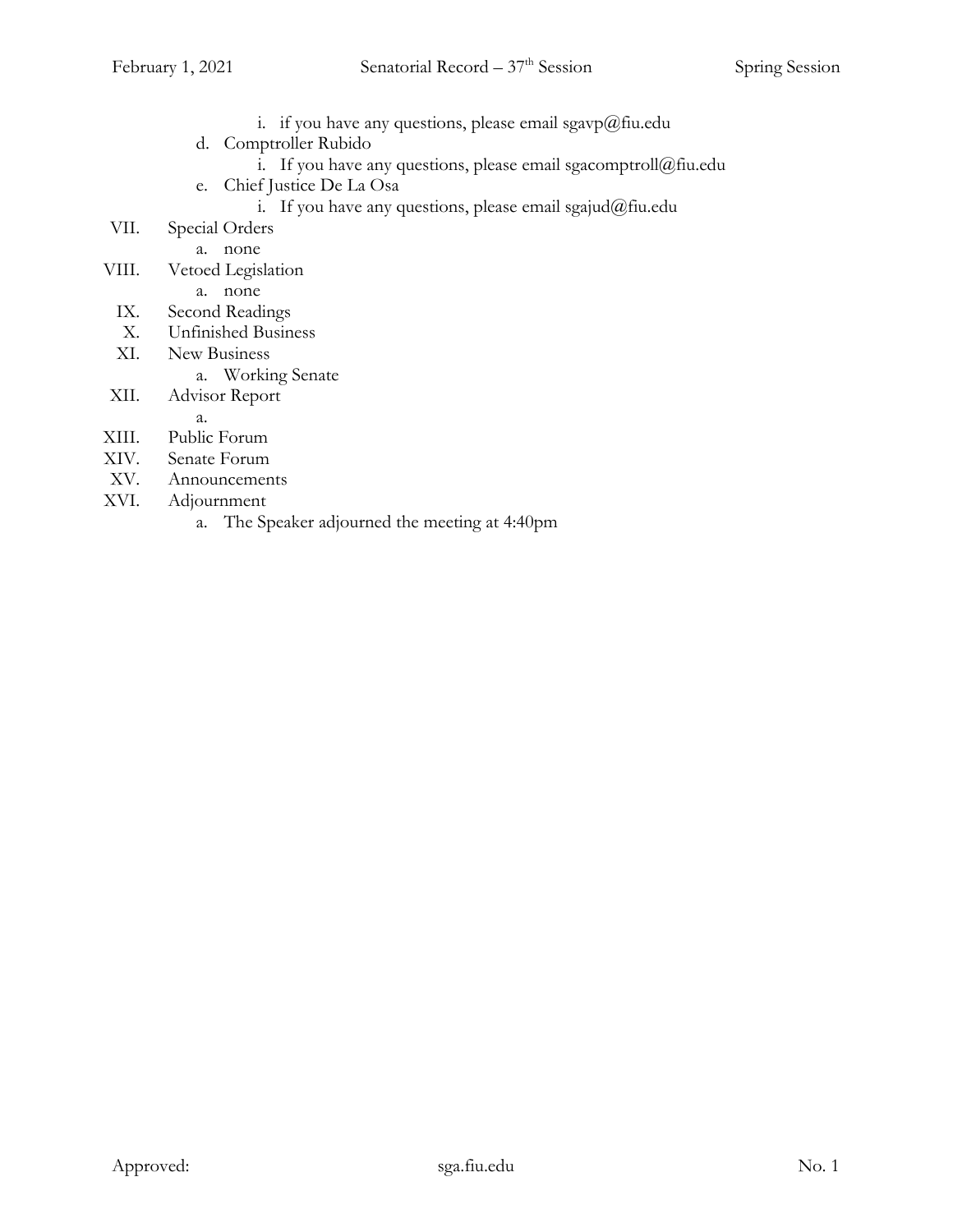i. if you have any questions, please email sgavp@fiu.edu
    d. Comptroller Rubido
        i. If you have any questions, please email sgacomptroll@fiu.edu
    e. Chief Justice De La Osa
        i. If you have any questions, please email sgajud@fiu.edu

VII. Special Orders
    a. none

VIII. Vetoed Legislation
    a. none

IX. Second Readings

X. Unfinished Business

XI. New Business
    a. Working Senate

XII. Advisor Report
    a.

XIII. Public Forum

XIV. Senate Forum

XV. Announcements

XVI. Adjournment
    a. The Speaker adjourned the meeting at 4:40pm

Approved: